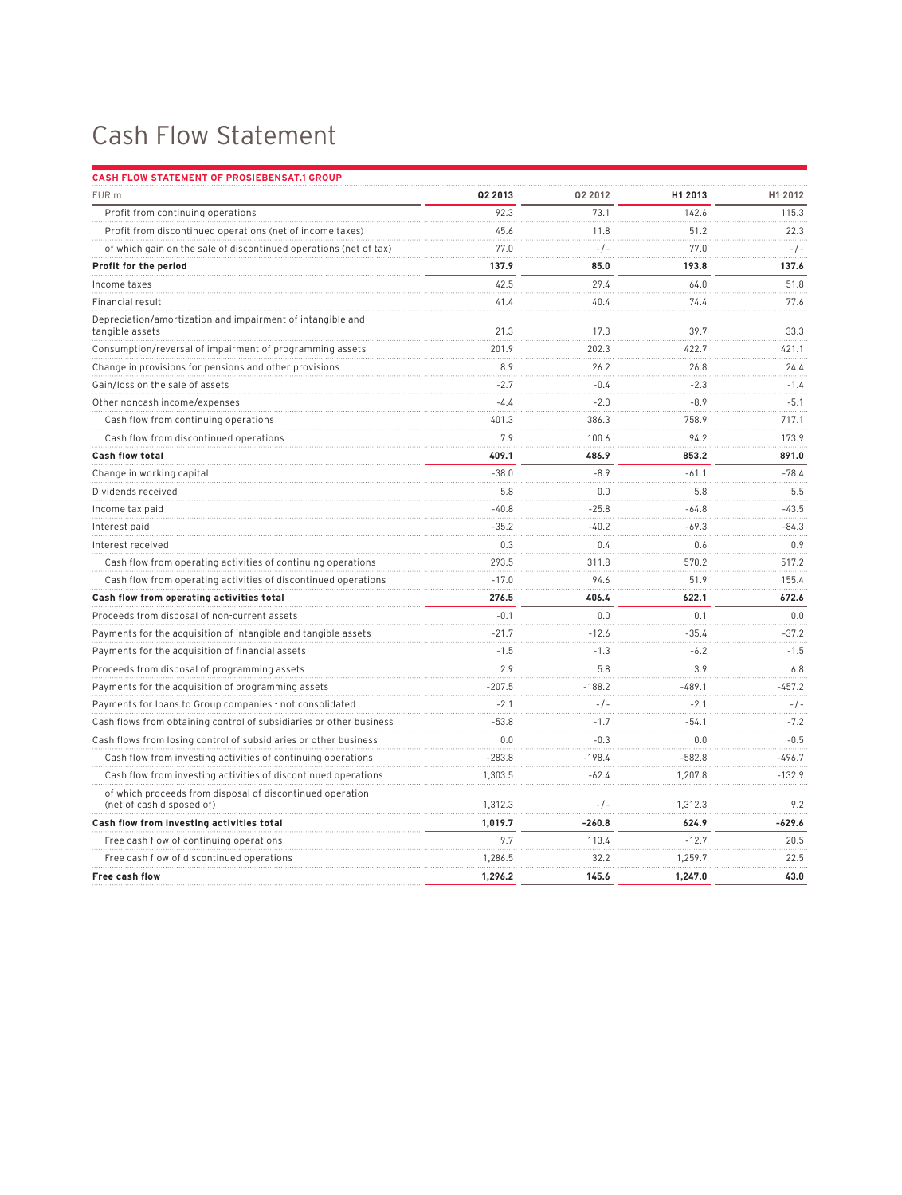# Cash Flow Statement

**CASH FLOW STATEMENT OF PROSIEBENSAT.1 GROUP**

| EUR m | Q2 2013 | Q2 2012 | H1 2013 | H1 2012 |
|---|---|---|---|---|
| Profit from continuing operations | 92.3 | 73.1 | 142.6 | 115.3 |
| Profit from discontinued operations (net of income taxes) | 45.6 | 11.8 | 51.2 | 22.3 |
| of which gain on the sale of discontinued operations (net of tax) | 77.0 | -/- | 77.0 | -/- |
| **Profit for the period** | **137.9** | **85.0** | **193.8** | **137.6** |
| Income taxes | 42.5 | 29.4 | 64.0 | 51.8 |
| Financial result | 41.4 | 40.4 | 74.4 | 77.6 |
| Depreciation/amortization and impairment of intangible and tangible assets | 21.3 | 17.3 | 39.7 | 33.3 |
| Consumption/reversal of impairment of programming assets | 201.9 | 202.3 | 422.7 | 421.1 |
| Change in provisions for pensions and other provisions | 8.9 | 26.2 | 26.8 | 24.4 |
| Gain/loss on the sale of assets | -2.7 | -0.4 | -2.3 | -1.4 |
| Other noncash income/expenses | -4.4 | -2.0 | -8.9 | -5.1 |
| Cash flow from continuing operations | 401.3 | 386.3 | 758.9 | 717.1 |
| Cash flow from discontinued operations | 7.9 | 100.6 | 94.2 | 173.9 |
| **Cash flow total** | **409.1** | **486.9** | **853.2** | **891.0** |
| Change in working capital | -38.0 | -8.9 | -61.1 | -78.4 |
| Dividends received | 5.8 | 0.0 | 5.8 | 5.5 |
| Income tax paid | -40.8 | -25.8 | -64.8 | -43.5 |
| Interest paid | -35.2 | -40.2 | -69.3 | -84.3 |
| Interest received | 0.3 | 0.4 | 0.6 | 0.9 |
| Cash flow from operating activities of continuing operations | 293.5 | 311.8 | 570.2 | 517.2 |
| Cash flow from operating activities of discontinued operations | -17.0 | 94.6 | 51.9 | 155.4 |
| **Cash flow from operating activities total** | **276.5** | **406.4** | **622.1** | **672.6** |
| Proceeds from disposal of non-current assets | -0.1 | 0.0 | 0.1 | 0.0 |
| Payments for the acquisition of intangible and tangible assets | -21.7 | -12.6 | -35.4 | -37.2 |
| Payments for the acquisition of financial assets | -1.5 | -1.3 | -6.2 | -1.5 |
| Proceeds from disposal of programming assets | 2.9 | 5.8 | 3.9 | 6.8 |
| Payments for the acquisition of programming assets | -207.5 | -188.2 | -489.1 | -457.2 |
| Payments for loans to Group companies - not consolidated | -2.1 | -/- | -2.1 | -/- |
| Cash flows from obtaining control of subsidiaries or other business | -53.8 | -1.7 | -54.1 | -7.2 |
| Cash flows from losing control of subsidiaries or other business | 0.0 | -0.3 | 0.0 | -0.5 |
| Cash flow from investing activities of continuing operations | -283.8 | -198.4 | -582.8 | -496.7 |
| Cash flow from investing activities of discontinued operations | 1,303.5 | -62.4 | 1,207.8 | -132.9 |
| of which proceeds from disposal of discontinued operation (net of cash disposed of) | 1,312.3 | -/- | 1,312.3 | 9.2 |
| **Cash flow from investing activities total** | **1,019.7** | **-260.8** | **624.9** | **-629.6** |
| Free cash flow of continuing operations | 9.7 | 113.4 | -12.7 | 20.5 |
| Free cash flow of discontinued operations | 1,286.5 | 32.2 | 1,259.7 | 22.5 |
| **Free cash flow** | **1,296.2** | **145.6** | **1,247.0** | **43.0** |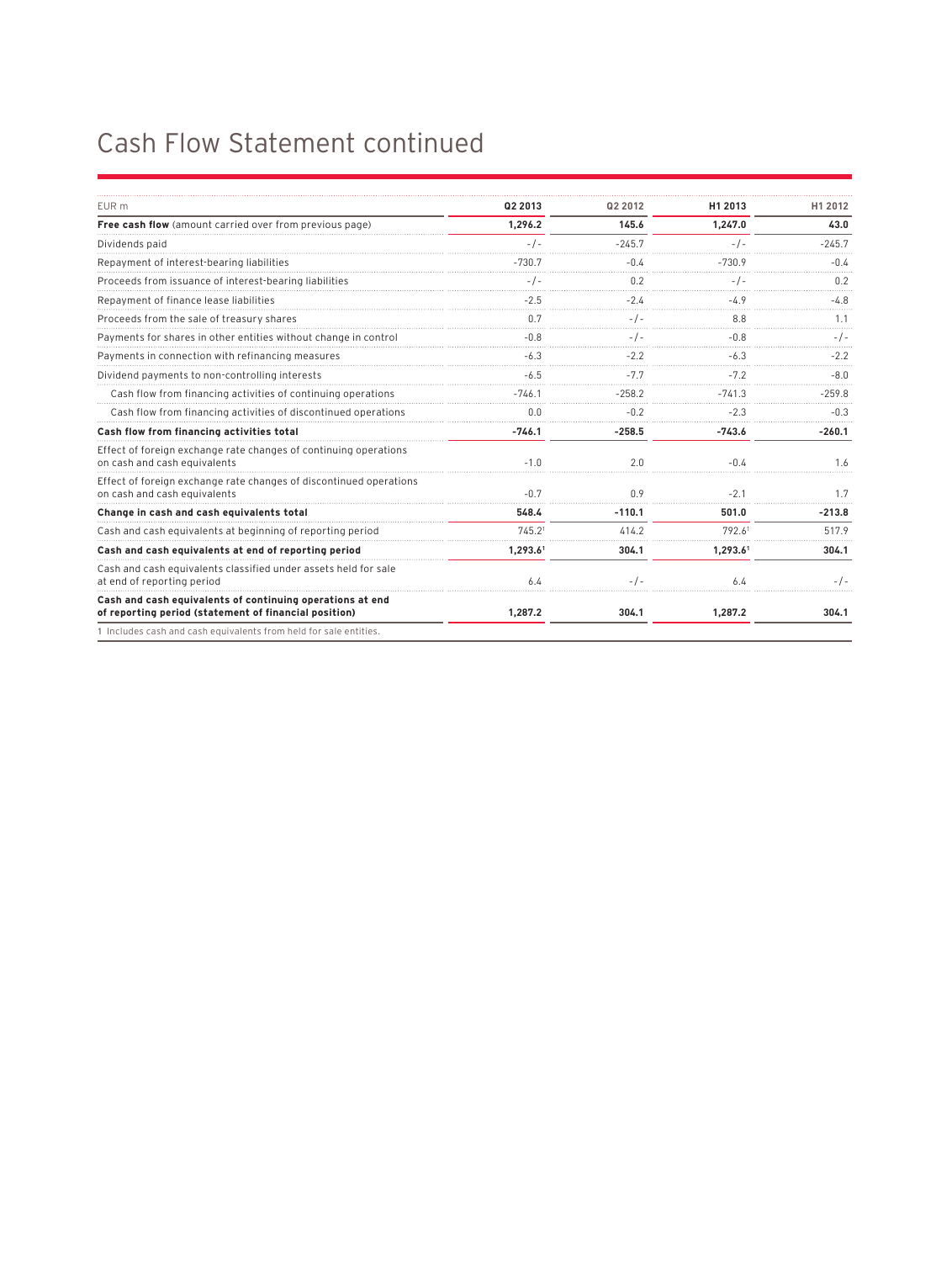# Cash Flow Statement continued

| EUR m | Q2 2013 | Q2 2012 | H1 2013 | H1 2012 |
|---|---|---|---|---|
| **Free cash flow** (amount carried over from previous page) | **1,296.2** | **145.6** | **1,247.0** | **43.0** |
| Dividends paid | -/- | -245.7 | -/- | -245.7 |
| Repayment of interest-bearing liabilities | -730.7 | -0.4 | -730.9 | -0.4 |
| Proceeds from issuance of interest-bearing liabilities | -/- | 0.2 | -/- | 0.2 |
| Repayment of finance lease liabilities | -2.5 | -2.4 | -4.9 | -4.8 |
| Proceeds from the sale of treasury shares | 0.7 | -/- | 8.8 | 1.1 |
| Payments for shares in other entities without change in control | -0.8 | -/- | -0.8 | -/- |
| Payments in connection with refinancing measures | -6.3 | -2.2 | -6.3 | -2.2 |
| Dividend payments to non-controlling interests | -6.5 | -7.7 | -7.2 | -8.0 |
| Cash flow from financing activities of continuing operations | -746.1 | -258.2 | -741.3 | -259.8 |
| Cash flow from financing activities of discontinued operations | 0.0 | -0.2 | -2.3 | -0.3 |
| **Cash flow from financing activities total** | **-746.1** | **-258.5** | **-743.6** | **-260.1** |
| Effect of foreign exchange rate changes of continuing operations on cash and cash equivalents | -1.0 | 2.0 | -0.4 | 1.6 |
| Effect of foreign exchange rate changes of discontinued operations on cash and cash equivalents | -0.7 | 0.9 | -2.1 | 1.7 |
| **Change in cash and cash equivalents total** | **548.4** | **-110.1** | **501.0** | **-213.8** |
| Cash and cash equivalents at beginning of reporting period | 745.2[1] | 414.2 | 792.6[1] | 517.9 |
| **Cash and cash equivalents at end of reporting period** | **1,293.6**[1] | **304.1** | **1,293.6**[1] | **304.1** |
| Cash and cash equivalents classified under assets held for sale at end of reporting period | 6.4 | -/- | 6.4 | -/- |
| **Cash and cash equivalents of continuing operations at end of reporting period (statement of financial position)** | **1,287.2** | **304.1** | **1,287.2** | **304.1** |

1 Includes cash and cash equivalents from held for sale entities.